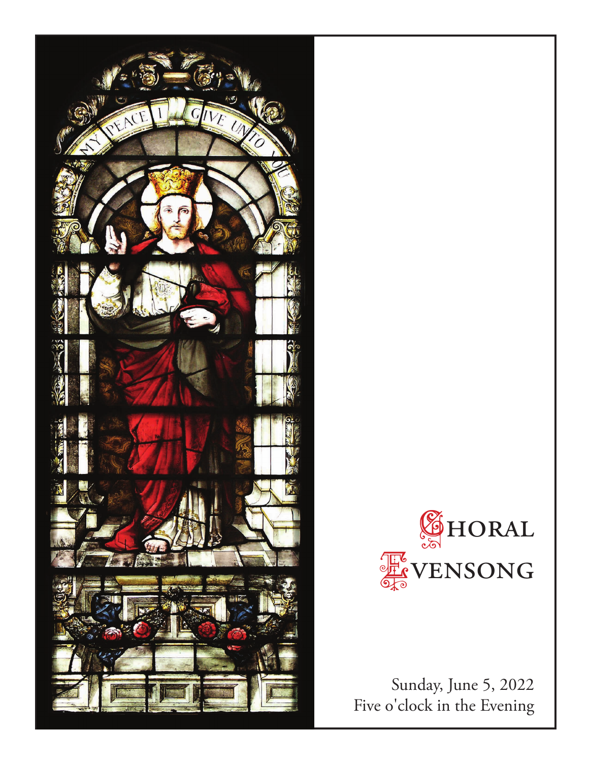# Choral Evensong

Sunday, June 5, 2022
Five o'clock in the Evening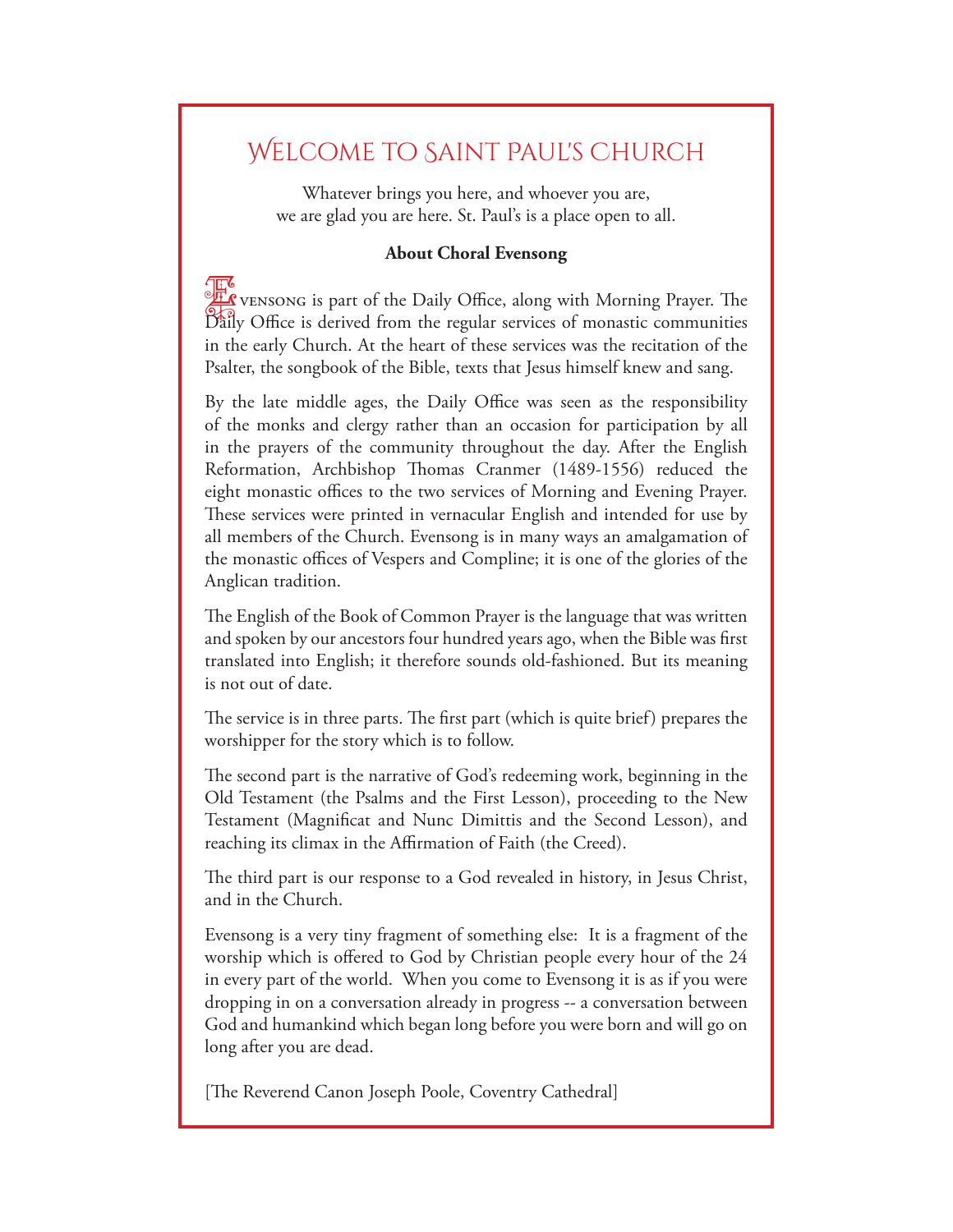# Welcome to Saint Paul's Church

Whatever brings you here, and whoever you are,
we are glad you are here. St. Paul's is a place open to all.

**About Choral Evensong**

Evensong is part of the Daily Office, along with Morning Prayer. The Daily Office is derived from the regular services of monastic communities in the early Church. At the heart of these services was the recitation of the Psalter, the songbook of the Bible, texts that Jesus himself knew and sang.

By the late middle ages, the Daily Office was seen as the responsibility of the monks and clergy rather than an occasion for participation by all in the prayers of the community throughout the day. After the English Reformation, Archbishop Thomas Cranmer (1489-1556) reduced the eight monastic offices to the two services of Morning and Evening Prayer. These services were printed in vernacular English and intended for use by all members of the Church. Evensong is in many ways an amalgamation of the monastic offices of Vespers and Compline; it is one of the glories of the Anglican tradition.

The English of the Book of Common Prayer is the language that was written and spoken by our ancestors four hundred years ago, when the Bible was first translated into English; it therefore sounds old-fashioned. But its meaning is not out of date.

The service is in three parts. The first part (which is quite brief) prepares the worshipper for the story which is to follow.

The second part is the narrative of God's redeeming work, beginning in the Old Testament (the Psalms and the First Lesson), proceeding to the New Testament (Magnificat and Nunc Dimittis and the Second Lesson), and reaching its climax in the Affirmation of Faith (the Creed).

The third part is our response to a God revealed in history, in Jesus Christ, and in the Church.

Evensong is a very tiny fragment of something else: It is a fragment of the worship which is offered to God by Christian people every hour of the 24 in every part of the world. When you come to Evensong it is as if you were dropping in on a conversation already in progress -- a conversation between God and humankind which began long before you were born and will go on long after you are dead.

[The Reverend Canon Joseph Poole, Coventry Cathedral]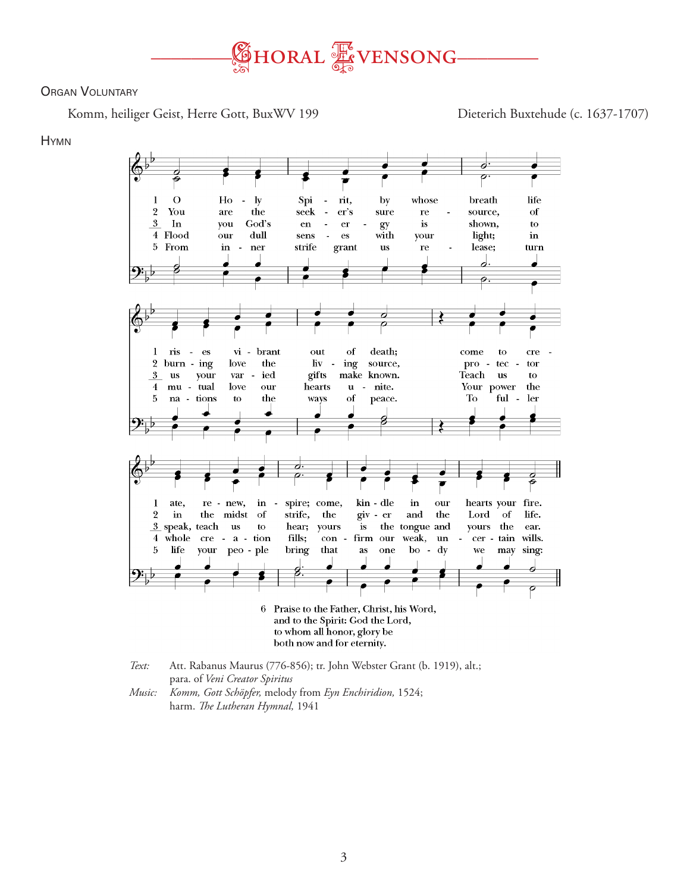# CHORAL EVENSONG

## ORGAN VOLUNTARY

Komm, heiliger Geist, Herre Gott, BuxWV 199 — Dieterich Buxtehude (c. 1637-1707)

## HYMN

1 O Holy Spirit, by whose breath life rises vibrant out of death; come to create, renew, inspire; come, kindle in our hearts your fire.

2 You are the seeker's sure resource, of burning love the living source, protector in the midst of strife, the giver and the Lord of life.

3 In you God's energy is shown, to us your varied gifts make known. Teach us to speak, teach us to hear; yours is the tongue and yours the ear.

4 Flood our dull senses with your light; in mutual love our hearts unite. Your power the whole creation fills; confirm our weak, uncertain wills.

5 From inner strife grant us release; turn nations to the ways of peace. To fuller life your people bring that as one body we may sing:

6 Praise to the Father, Christ, his Word,
and to the Spirit: God the Lord,
to whom all honor, glory be
both now and for eternity.

*Text:* Att. Rabanus Maurus (776-856); tr. John Webster Grant (b. 1919), alt.;
para. of *Veni Creator Spiritus*

*Music:* *Komm, Gott Schöpfer,* melody from *Eyn Enchiridion,* 1524;
harm. *The Lutheran Hymnal,* 1941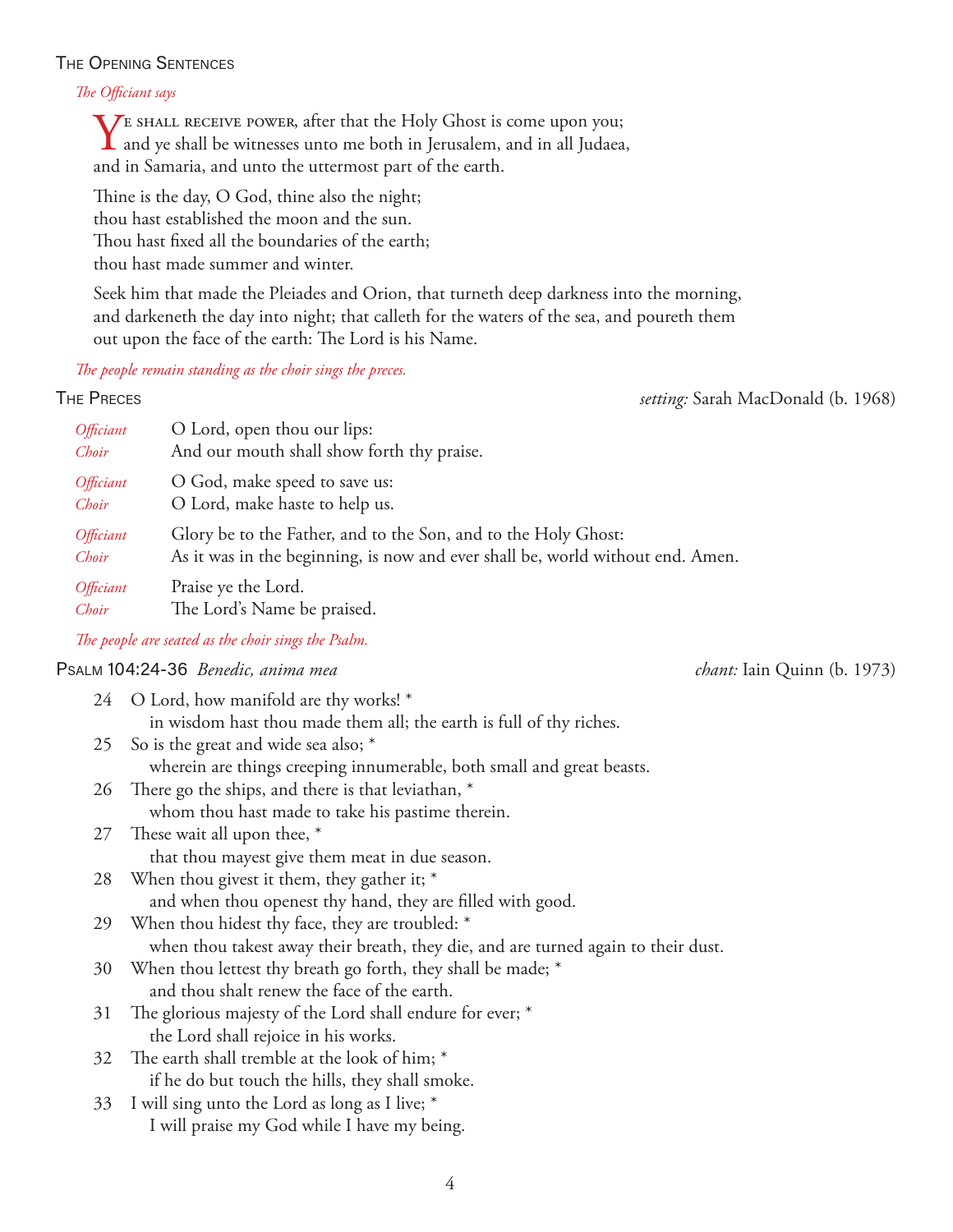## The Opening Sentences

*The Officiant says*

Ye shall receive power, after that the Holy Ghost is come upon you; and ye shall be witnesses unto me both in Jerusalem, and in all Judaea, and in Samaria, and unto the uttermost part of the earth.

Thine is the day, O God, thine also the night;
thou hast established the moon and the sun.
Thou hast fixed all the boundaries of the earth;
thou hast made summer and winter.

Seek him that made the Pleiades and Orion, that turneth deep darkness into the morning, and darkeneth the day into night; that calleth for the waters of the sea, and poureth them out upon the face of the earth: The Lord is his Name.

*The people remain standing as the choir sings the preces.*

## The Preces

*setting:* Sarah MacDonald (b. 1968)

*Officiant* O Lord, open thou our lips:
*Choir* And our mouth shall show forth thy praise.

*Officiant* O God, make speed to save us:
*Choir* O Lord, make haste to help us.

*Officiant* Glory be to the Father, and to the Son, and to the Holy Ghost:
*Choir* As it was in the beginning, is now and ever shall be, world without end. Amen.

*Officiant* Praise ye the Lord.
*Choir* The Lord's Name be praised.

*The people are seated as the choir sings the Psalm.*

## Psalm 104:24-36 *Benedic, anima mea*

*chant:* Iain Quinn (b. 1973)

24 O Lord, how manifold are thy works! *
 in wisdom hast thou made them all; the earth is full of thy riches.
25 So is the great and wide sea also; *
 wherein are things creeping innumerable, both small and great beasts.
26 There go the ships, and there is that leviathan, *
 whom thou hast made to take his pastime therein.
27 These wait all upon thee, *
 that thou mayest give them meat in due season.
28 When thou givest it them, they gather it; *
 and when thou openest thy hand, they are filled with good.
29 When thou hidest thy face, they are troubled: *
 when thou takest away their breath, they die, and are turned again to their dust.
30 When thou lettest thy breath go forth, they shall be made; *
 and thou shalt renew the face of the earth.
31 The glorious majesty of the Lord shall endure for ever; *
 the Lord shall rejoice in his works.
32 The earth shall tremble at the look of him; *
 if he do but touch the hills, they shall smoke.
33 I will sing unto the Lord as long as I live; *
 I will praise my God while I have my being.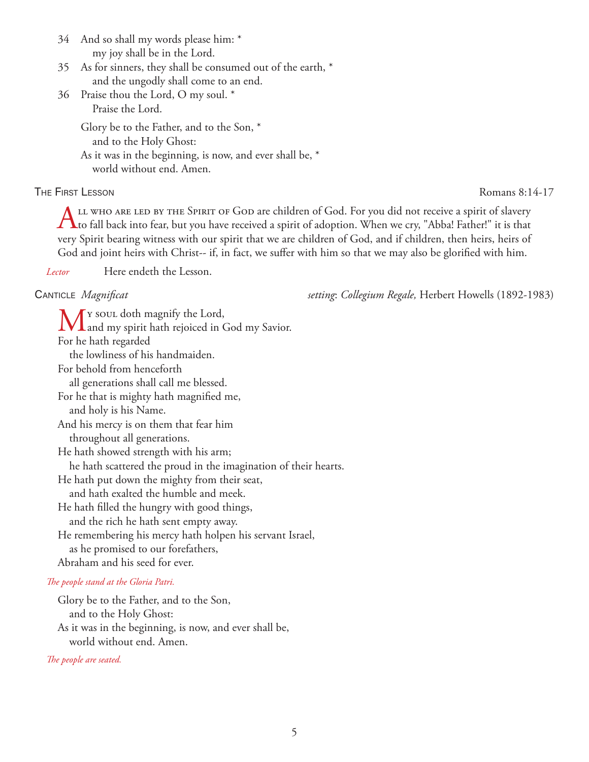34 And so shall my words please him: *
  my joy shall be in the Lord.
35 As for sinners, they shall be consumed out of the earth, *
  and the ungodly shall come to an end.
36 Praise thou the Lord, O my soul. *
  Praise the Lord.

Glory be to the Father, and to the Son, *
  and to the Holy Ghost:
As it was in the beginning, is now, and ever shall be, *
  world without end. Amen.

## The First Lesson — Romans 8:14-17

All who are led by the Spirit of God are children of God. For you did not receive a spirit of slavery to fall back into fear, but you have received a spirit of adoption. When we cry, "Abba! Father!" it is that very Spirit bearing witness with our spirit that we are children of God, and if children, then heirs, heirs of God and joint heirs with Christ-- if, in fact, we suffer with him so that we may also be glorified with him.

*Lector* Here endeth the Lesson.

## Canticle *Magnificat* — *setting*: *Collegium Regale,* Herbert Howells (1892-1983)

My soul doth magnify the Lord,
  and my spirit hath rejoiced in God my Savior.
For he hath regarded
  the lowliness of his handmaiden.
For behold from henceforth
  all generations shall call me blessed.
For he that is mighty hath magnified me,
  and holy is his Name.
And his mercy is on them that fear him
  throughout all generations.
He hath showed strength with his arm;
  he hath scattered the proud in the imagination of their hearts.
He hath put down the mighty from their seat,
  and hath exalted the humble and meek.
He hath filled the hungry with good things,
  and the rich he hath sent empty away.
He remembering his mercy hath holpen his servant Israel,
  as he promised to our forefathers,
Abraham and his seed for ever.

*The people stand at the Gloria Patri.*

Glory be to the Father, and to the Son,
  and to the Holy Ghost:
As it was in the beginning, is now, and ever shall be,
  world without end. Amen.

*The people are seated.*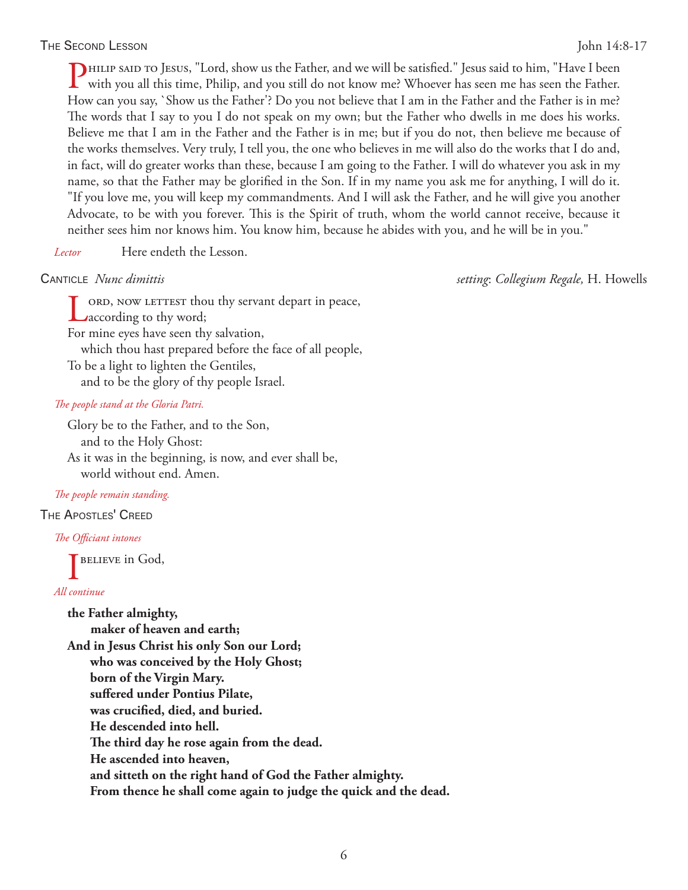## The Second Lesson

John 14:8-17

Philip said to Jesus, "Lord, show us the Father, and we will be satisfied." Jesus said to him, "Have I been with you all this time, Philip, and you still do not know me? Whoever has seen me has seen the Father. How can you say, `Show us the Father'? Do you not believe that I am in the Father and the Father is in me? The words that I say to you I do not speak on my own; but the Father who dwells in me does his works. Believe me that I am in the Father and the Father is in me; but if you do not, then believe me because of the works themselves. Very truly, I tell you, the one who believes in me will also do the works that I do and, in fact, will do greater works than these, because I am going to the Father. I will do whatever you ask in my name, so that the Father may be glorified in the Son. If in my name you ask me for anything, I will do it. "If you love me, you will keep my commandments. And I will ask the Father, and he will give you another Advocate, to be with you forever. This is the Spirit of truth, whom the world cannot receive, because it neither sees him nor knows him. You know him, because he abides with you, and he will be in you."

*Lector* Here endeth the Lesson.

## Canticle *Nunc dimittis*

*setting: Collegium Regale,* H. Howells

Lord, now lettest thou thy servant depart in peace,
 according to thy word;
For mine eyes have seen thy salvation,
 which thou hast prepared before the face of all people,
To be a light to lighten the Gentiles,
 and to be the glory of thy people Israel.

*The people stand at the Gloria Patri.*

Glory be to the Father, and to the Son,
 and to the Holy Ghost:
As it was in the beginning, is now, and ever shall be,
 world without end. Amen.

*The people remain standing.*

## The Apostles' Creed

*The Officiant intones*

I believe in God,

*All continue*

**the Father almighty,**
 **maker of heaven and earth;**
**And in Jesus Christ his only Son our Lord;**
 **who was conceived by the Holy Ghost;**
 **born of the Virgin Mary.**
 **suffered under Pontius Pilate,**
 **was crucified, died, and buried.**
 **He descended into hell.**
 **The third day he rose again from the dead.**
 **He ascended into heaven,**
 **and sitteth on the right hand of God the Father almighty.**
 **From thence he shall come again to judge the quick and the dead.**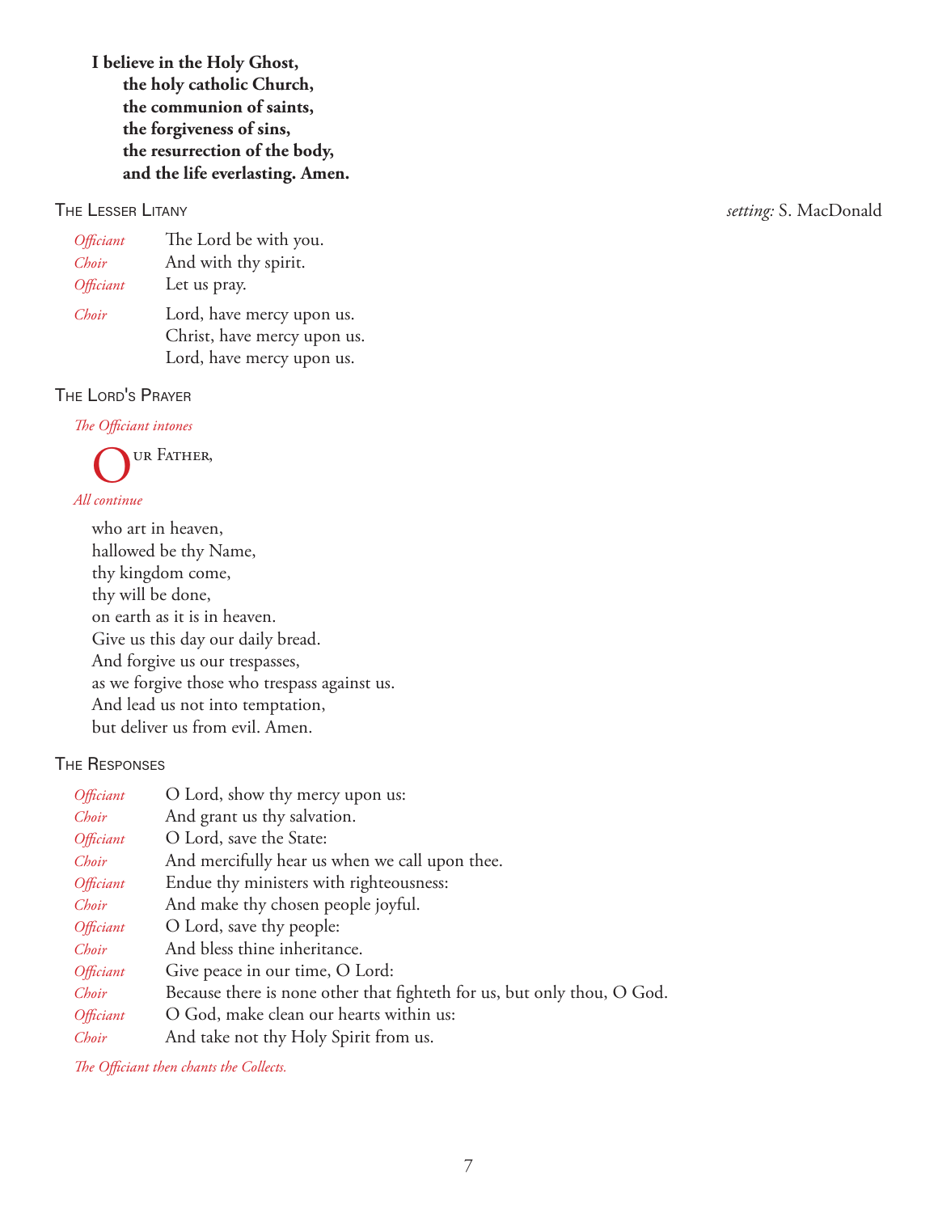**I believe in the Holy Ghost,**
**the holy catholic Church,**
**the communion of saints,**
**the forgiveness of sins,**
**the resurrection of the body,**
**and the life everlasting. Amen.**

## The Lesser Litany

*setting:* S. MacDonald

*Officiant* The Lord be with you.
*Choir* And with thy spirit.
*Officiant* Let us pray.

*Choir* Lord, have mercy upon us.
Christ, have mercy upon us.
Lord, have mercy upon us.

## The Lord's Prayer

*The Officiant intones*

Our Father,

*All continue*

who art in heaven,
hallowed be thy Name,
thy kingdom come,
thy will be done,
on earth as it is in heaven.
Give us this day our daily bread.
And forgive us our trespasses,
as we forgive those who trespass against us.
And lead us not into temptation,
but deliver us from evil. Amen.

## The Responses

*Officiant* O Lord, show thy mercy upon us:
*Choir* And grant us thy salvation.
*Officiant* O Lord, save the State:
*Choir* And mercifully hear us when we call upon thee.
*Officiant* Endue thy ministers with righteousness:
*Choir* And make thy chosen people joyful.
*Officiant* O Lord, save thy people:
*Choir* And bless thine inheritance.
*Officiant* Give peace in our time, O Lord:
*Choir* Because there is none other that fighteth for us, but only thou, O God.
*Officiant* O God, make clean our hearts within us:
*Choir* And take not thy Holy Spirit from us.

*The Officiant then chants the Collects.*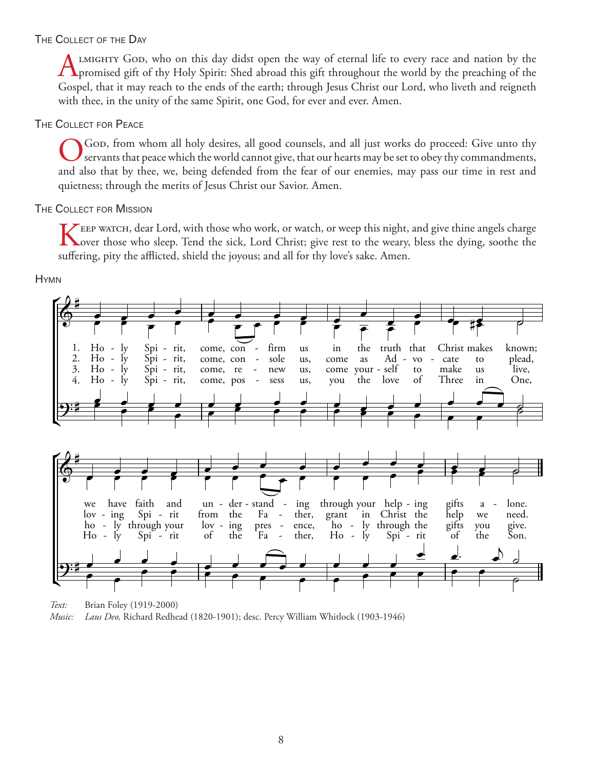### The Collect of the Day

Almighty God, who on this day didst open the way of eternal life to every race and nation by the promised gift of thy Holy Spirit: Shed abroad this gift throughout the world by the preaching of the Gospel, that it may reach to the ends of the earth; through Jesus Christ our Lord, who liveth and reigneth with thee, in the unity of the same Spirit, one God, for ever and ever. Amen.

### The Collect for Peace

O God, from whom all holy desires, all good counsels, and all just works do proceed: Give unto thy servants that peace which the world cannot give, that our hearts may be set to obey thy commandments, and also that by thee, we, being defended from the fear of our enemies, may pass our time in rest and quietness; through the merits of Jesus Christ our Savior. Amen.

### The Collect for Mission

Keep watch, dear Lord, with those who work, or watch, or weep this night, and give thine angels charge over those who sleep. Tend the sick, Lord Christ; give rest to the weary, bless the dying, soothe the suffering, pity the afflicted, shield the joyous; and all for thy love's sake. Amen.

### Hymn

1. Holy Spirit, come, confirm us in the truth that Christ makes known; we have faith and understanding through your helping gifts alone.
2. Holy Spirit, come, console us, come as Advocate to plead, loving Spirit from the Father, grant in Christ the help we need.
3. Holy Spirit, come, renew us, come yourself to make us live, holy through your loving presence, holy through the gifts you give.
4. Holy Spirit, come, possess us, you the love of Three in One, Holy Spirit of the Father, Holy Spirit of the Son.

*Text:* Brian Foley (1919-2000)
*Music:* *Laus Deo,* Richard Redhead (1820-1901); desc. Percy William Whitlock (1903-1946)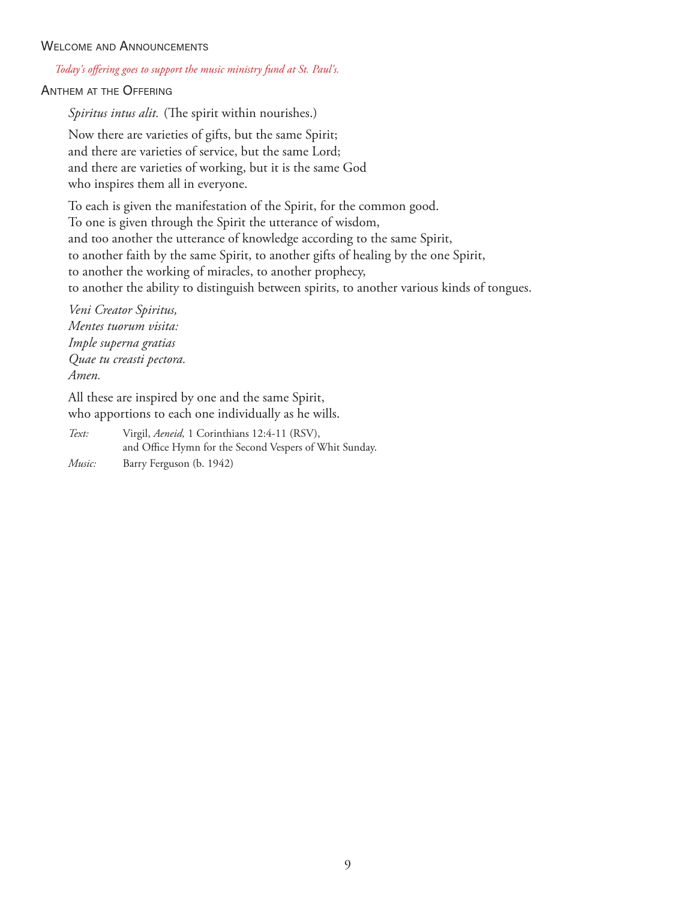## Welcome and Announcements

*Today's offering goes to support the music ministry fund at St. Paul's.*

## Anthem at the Offering

*Spiritus intus alit.* (The spirit within nourishes.)

Now there are varieties of gifts, but the same Spirit;
and there are varieties of service, but the same Lord;
and there are varieties of working, but it is the same God
who inspires them all in everyone.

To each is given the manifestation of the Spirit, for the common good.
To one is given through the Spirit the utterance of wisdom,
and too another the utterance of knowledge according to the same Spirit,
to another faith by the same Spirit, to another gifts of healing by the one Spirit,
to another the working of miracles, to another prophecy,
to another the ability to distinguish between spirits, to another various kinds of tongues.

*Veni Creator Spiritus,*
*Mentes tuorum visita:*
*Imple superna gratias*
*Quae tu creasti pectora.*
*Amen.*

All these are inspired by one and the same Spirit,
who apportions to each one individually as he wills.

*Text:* Virgil, *Aeneid,* 1 Corinthians 12:4-11 (RSV),
and Office Hymn for the Second Vespers of Whit Sunday.

*Music:* Barry Ferguson (b. 1942)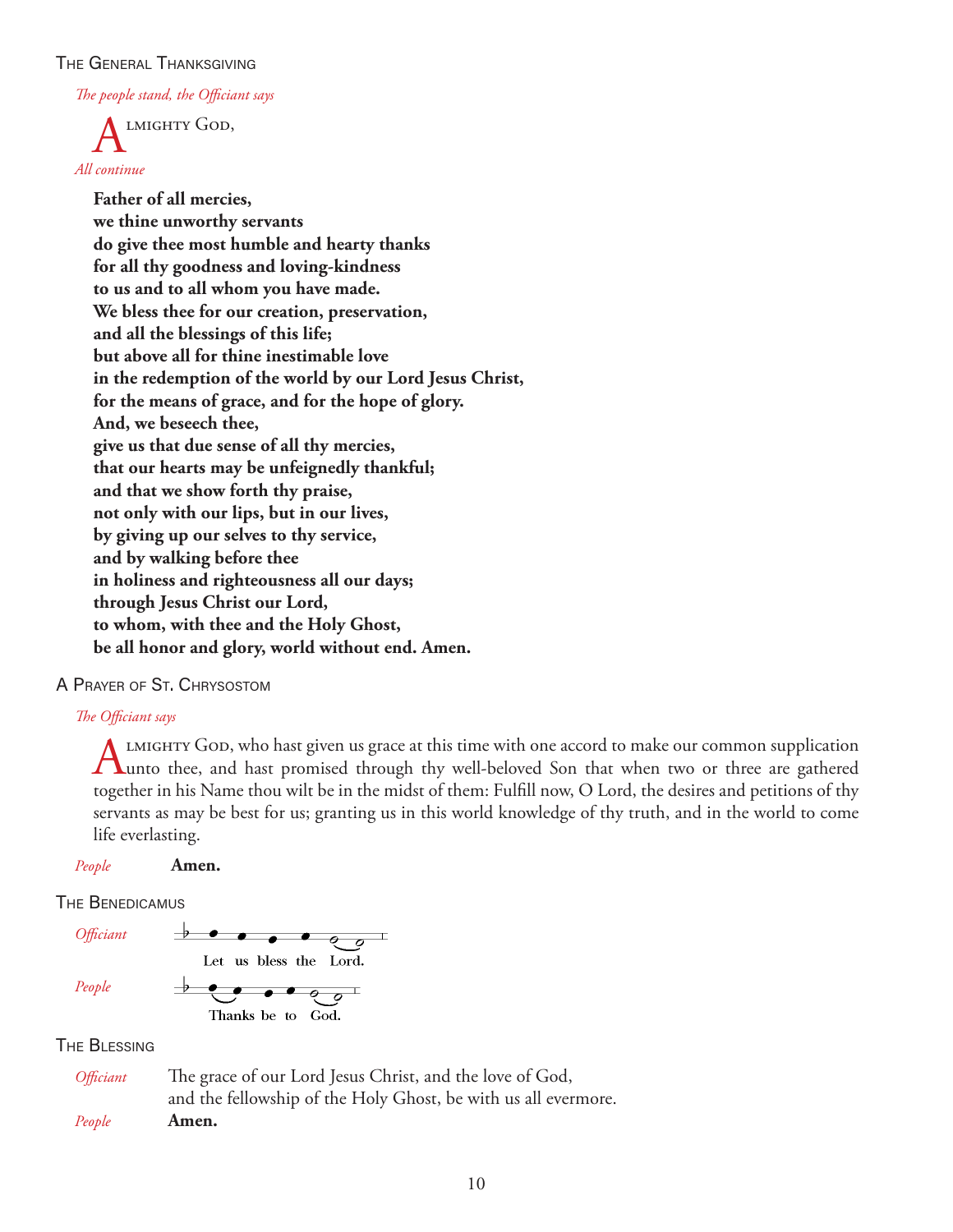## The General Thanksgiving

*The people stand, the Officiant says*

Almighty God,

*All continue*

**Father of all mercies,**
**we thine unworthy servants**
**do give thee most humble and hearty thanks**
**for all thy goodness and loving-kindness**
**to us and to all whom you have made.**
**We bless thee for our creation, preservation,**
**and all the blessings of this life;**
**but above all for thine inestimable love**
**in the redemption of the world by our Lord Jesus Christ,**
**for the means of grace, and for the hope of glory.**
**And, we beseech thee,**
**give us that due sense of all thy mercies,**
**that our hearts may be unfeignedly thankful;**
**and that we show forth thy praise,**
**not only with our lips, but in our lives,**
**by giving up our selves to thy service,**
**and by walking before thee**
**in holiness and righteousness all our days;**
**through Jesus Christ our Lord,**
**to whom, with thee and the Holy Ghost,**
**be all honor and glory, world without end. Amen.**

## A Prayer of St. Chrysostom

*The Officiant says*

Almighty God, who hast given us grace at this time with one accord to make our common supplication unto thee, and hast promised through thy well-beloved Son that when two or three are gathered together in his Name thou wilt be in the midst of them: Fulfill now, O Lord, the desires and petitions of thy servants as may be best for us; granting us in this world knowledge of thy truth, and in the world to come life everlasting.

*People* **Amen.**

## The Benedicamus

*Officiant* Let us bless the Lord.

*People* Thanks be to God.

## The Blessing

*Officiant* The grace of our Lord Jesus Christ, and the love of God,
and the fellowship of the Holy Ghost, be with us all evermore.

*People* **Amen.**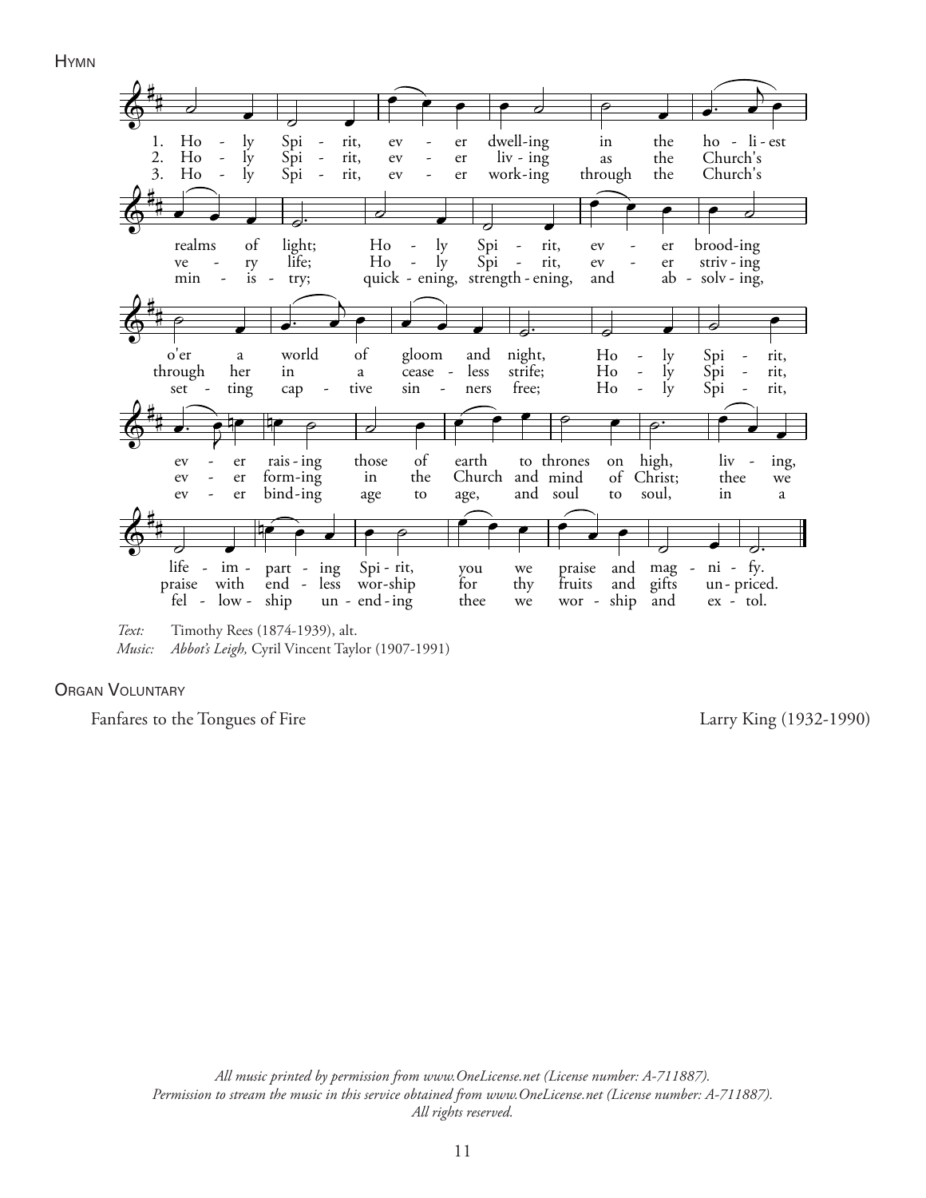## Hymn

1. Holy Spirit, ever dwelling in the holiest realms of light; Holy Spirit, ever brooding o'er a world of gloom and night, Holy Spirit, ever raising those of earth to thrones on high, living, life-imparting Spirit, you we praise and magnify.

2. Holy Spirit, ever living as the Church's very life; Holy Spirit, ever striving through her in a ceaseless strife; Holy Spirit, ever forming in the Church and mind of Christ; thee we praise with endless worship for thy fruits and gifts unpriced.

3. Holy Spirit, ever working through the Church's ministry; quickening, strengthening, and absolving, setting captive sinners free; Holy Spirit, ever binding age to age, and soul to soul, in a fellowship unending thee we worship and extol.

*Text:* Timothy Rees (1874-1939), alt.
*Music:* *Abbot's Leigh,* Cyril Vincent Taylor (1907-1991)

## Organ Voluntary

Fanfares to the Tongues of Fire — Larry King (1932-1990)

*All music printed by permission from www.OneLicense.net (License number: A-711887).*
*Permission to stream the music in this service obtained from www.OneLicense.net (License number: A-711887).*
*All rights reserved.*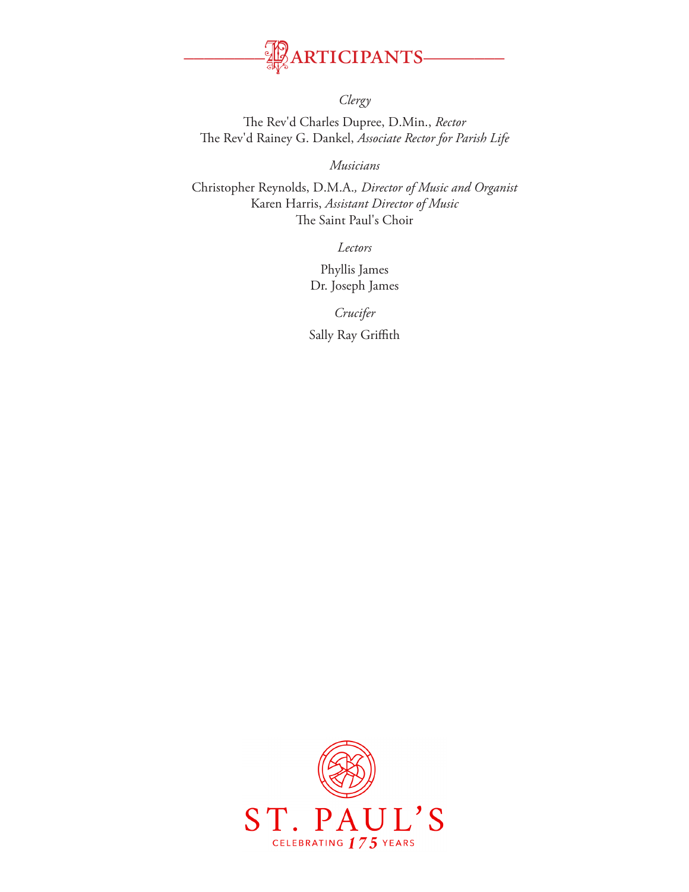# PARTICIPANTS

*Clergy*

The Rev'd Charles Dupree, D.Min., *Rector*
The Rev'd Rainey G. Dankel, *Associate Rector for Parish Life*

*Musicians*

Christopher Reynolds, D.M.A., *Director of Music and Organist*
Karen Harris, *Assistant Director of Music*
The Saint Paul's Choir

*Lectors*

Phyllis James
Dr. Joseph James

*Crucifer*

Sally Ray Griffith

ST. PAUL'S
CELEBRATING 175 YEARS